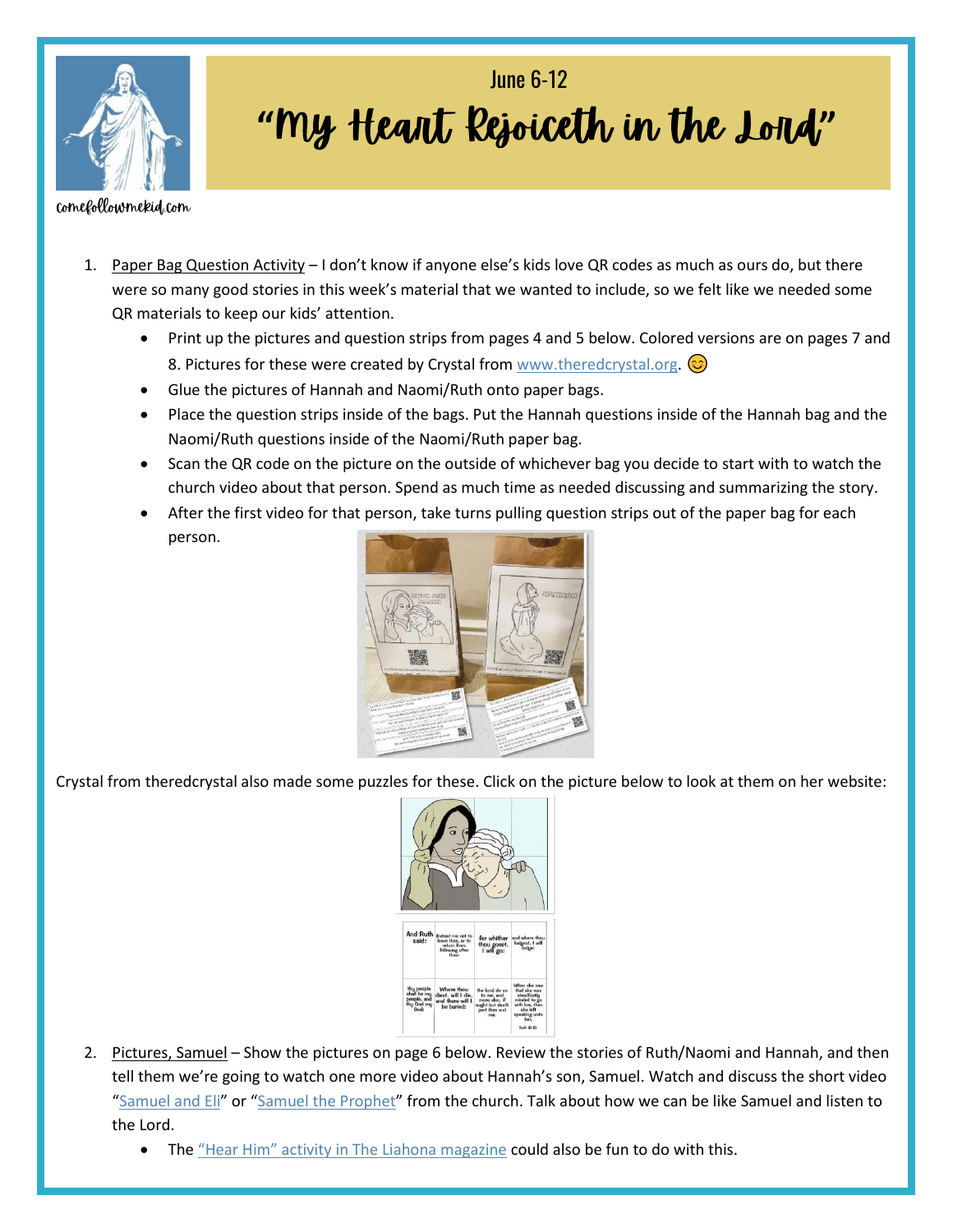comefollowmekid.com

June 6-12

# "My Heart Rejoiceth in the Lord"

1. Paper Bag Question Activity – I don't know if anyone else's kids love QR codes as much as ours do, but there were so many good stories in this week's material that we wanted to include, so we felt like we needed some QR materials to keep our kids' attention.
   - Print up the pictures and question strips from pages 4 and 5 below. Colored versions are on pages 7 and 8. Pictures for these were created by Crystal from www.theredcrystal.org. 😊
   - Glue the pictures of Hannah and Naomi/Ruth onto paper bags.
   - Place the question strips inside of the bags. Put the Hannah questions inside of the Hannah bag and the Naomi/Ruth questions inside of the Naomi/Ruth paper bag.
   - Scan the QR code on the picture on the outside of whichever bag you decide to start with to watch the church video about that person. Spend as much time as needed discussing and summarizing the story.
   - After the first video for that person, take turns pulling question strips out of the paper bag for each person.

Crystal from theredcrystal also made some puzzles for these. Click on the picture below to look at them on her website:

2. Pictures, Samuel – Show the pictures on page 6 below. Review the stories of Ruth/Naomi and Hannah, and then tell them we're going to watch one more video about Hannah's son, Samuel. Watch and discuss the short video "Samuel and Eli" or "Samuel the Prophet" from the church. Talk about how we can be like Samuel and listen to the Lord.
   - The "Hear Him" activity in The Liahona magazine could also be fun to do with this.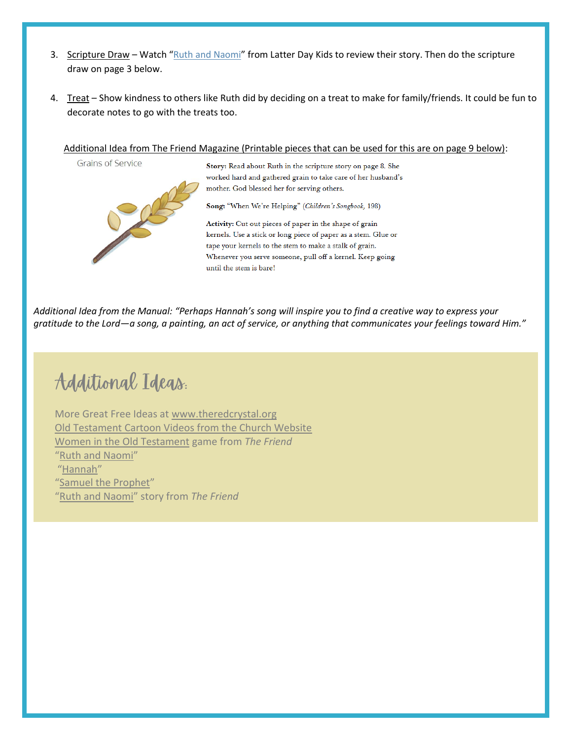3. Scripture Draw – Watch "Ruth and Naomi" from Latter Day Kids to review their story. Then do the scripture draw on page 3 below.

4. Treat – Show kindness to others like Ruth did by deciding on a treat to make for family/friends. It could be fun to decorate notes to go with the treats too.

Additional Idea from The Friend Magazine (Printable pieces that can be used for this are on page 9 below):

Grains of Service

**Story:** Read about Ruth in the scripture story on page 8. She worked hard and gathered grain to take care of her husband's mother. God blessed her for serving others.

**Song:** "When We're Helping" (*Children's Songbook*, 198)

**Activity:** Cut out pieces of paper in the shape of grain kernels. Use a stick or long piece of paper as a stem. Glue or tape your kernels to the stem to make a stalk of grain. Whenever you serve someone, pull off a kernel. Keep going until the stem is bare!

*Additional Idea from the Manual: "Perhaps Hannah's song will inspire you to find a creative way to express your gratitude to the Lord—a song, a painting, an act of service, or anything that communicates your feelings toward Him."*

## Additional Ideas:

More Great Free Ideas at www.theredcrystal.org
Old Testament Cartoon Videos from the Church Website
Women in the Old Testament game from *The Friend*
"Ruth and Naomi"
"Hannah"
"Samuel the Prophet"
"Ruth and Naomi" story from *The Friend*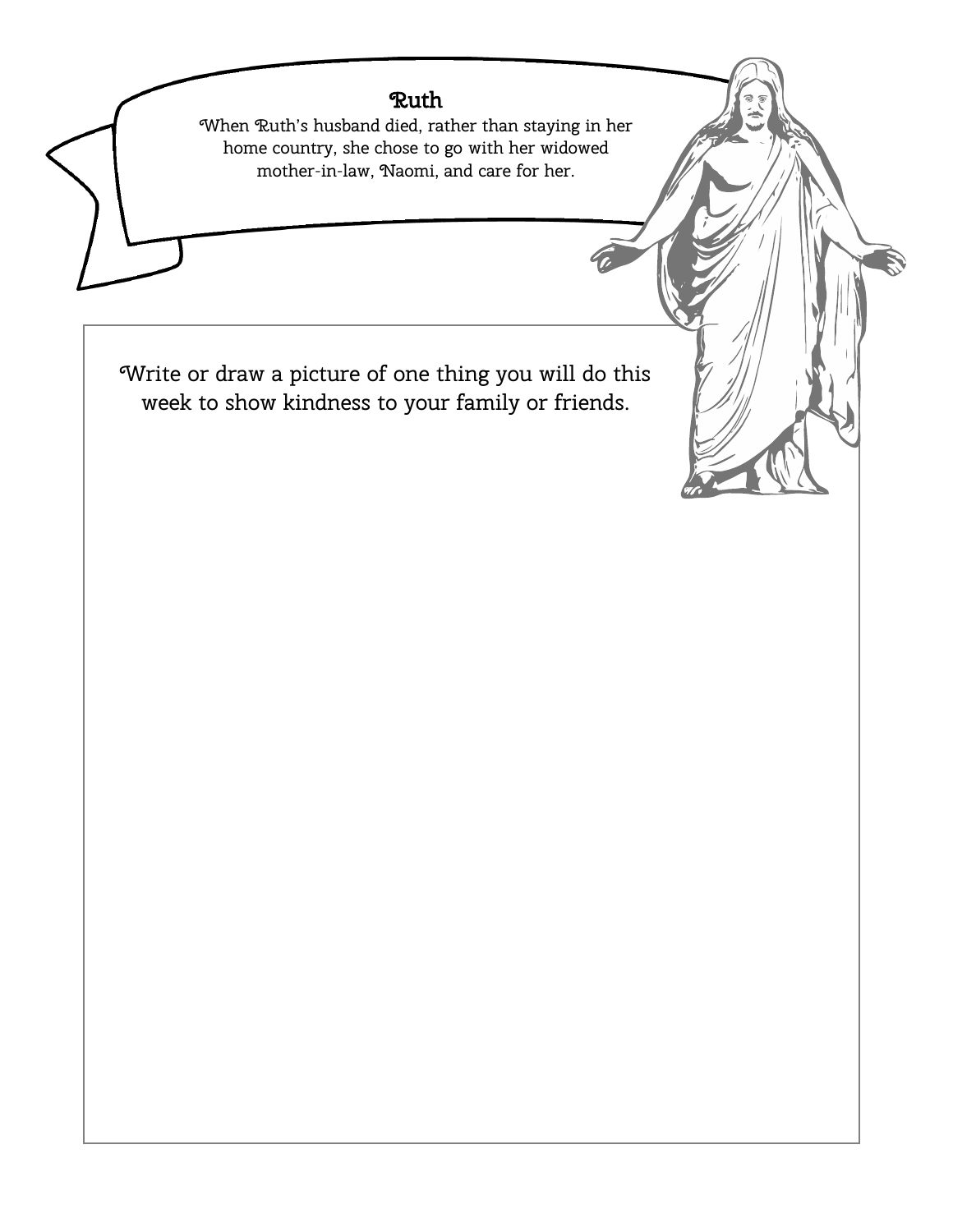## Ruth

When Ruth's husband died, rather than staying in her home country, she chose to go with her widowed mother-in-law, Naomi, and care for her.

Write or draw a picture of one thing you will do this week to show kindness to your family or friends.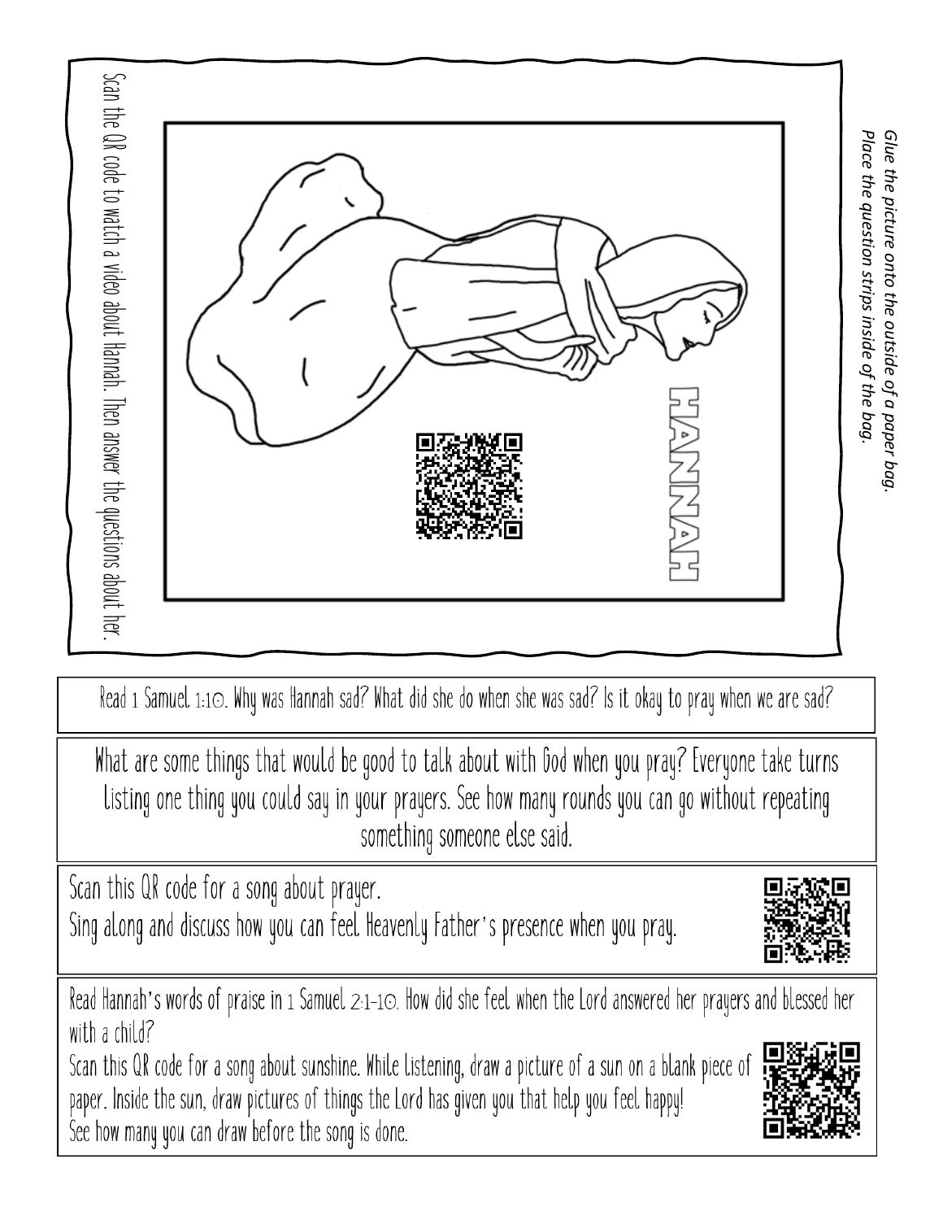*Glue the picture onto the outside of a paper bag.*
*Place the question strips inside of the bag.*

HANNAH

Scan the QR code to watch a video about Hannah. Then answer the questions about her.

---

Read 1 Samuel 1:10. Why was Hannah sad? What did she do when she was sad? Is it okay to pray when we are sad?

---

What are some things that would be good to talk about with God when you pray? Everyone take turns listing one thing you could say in your prayers. See how many rounds you can go without repeating something someone else said.

---

Scan this QR code for a song about prayer.
Sing along and discuss how you can feel Heavenly Father's presence when you pray.

---

Read Hannah's words of praise in 1 Samuel 2:1-10. How did she feel when the Lord answered her prayers and blessed her with a child?
Scan this QR code for a song about sunshine. While listening, draw a picture of a sun on a blank piece of paper. Inside the sun, draw pictures of things the Lord has given you that help you feel happy!
See how many you can draw before the song is done.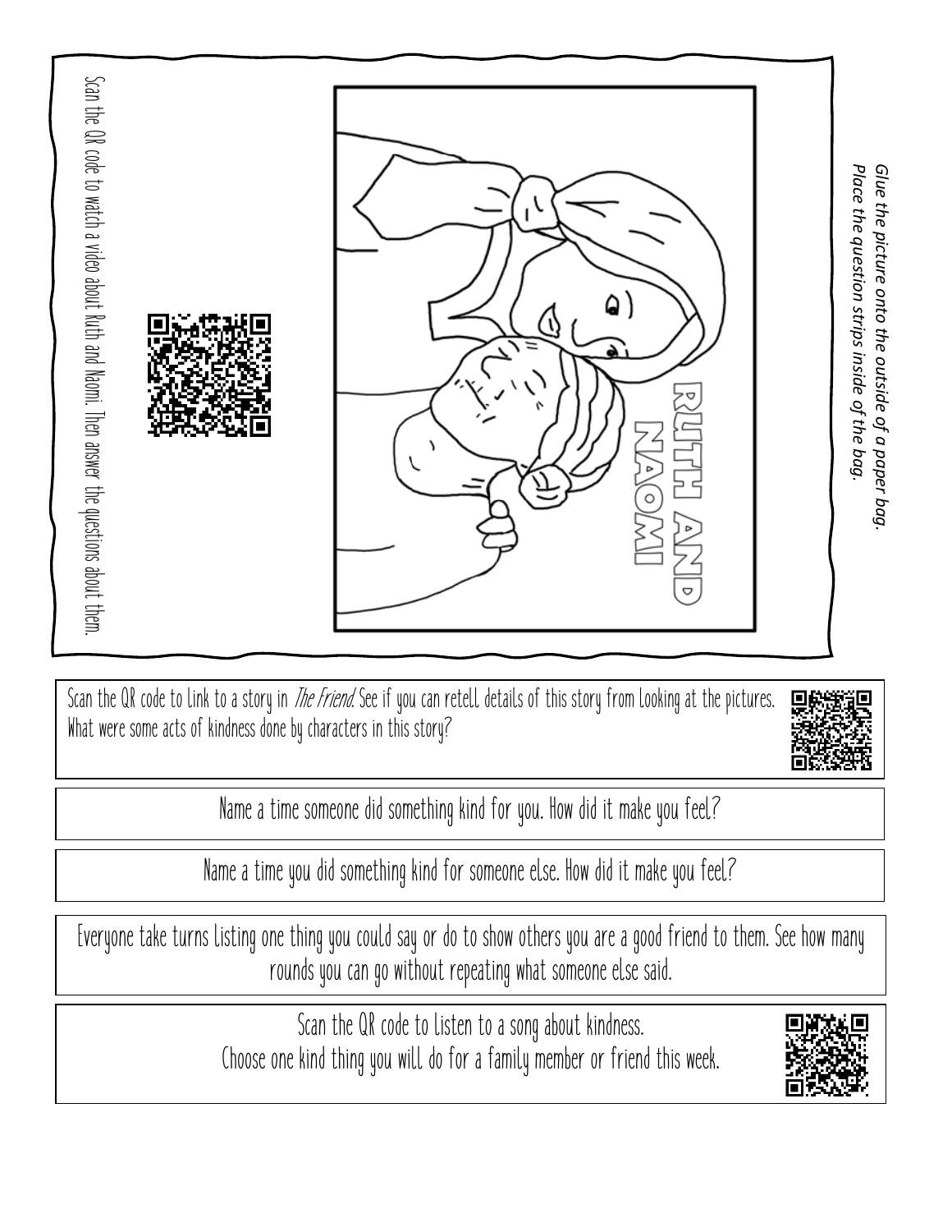Glue the picture onto the outside of a paper bag.
Place the question strips inside of the bag.

RUTH AND NAOMI

Scan the QR code to watch a video about Ruth and Naomi. Then answer the questions about them.

---

Scan the QR code to link to a story in *The Friend*. See if you can retell details of this story from looking at the pictures. What were some acts of kindness done by characters in this story?

---

Name a time someone did something kind for you. How did it make you feel?

---

Name a time you did something kind for someone else. How did it make you feel?

---

Everyone take turns listing one thing you could say or do to show others you are a good friend to them. See how many rounds you can go without repeating what someone else said.

---

Scan the QR code to listen to a song about kindness.
Choose one kind thing you will do for a family member or friend this week.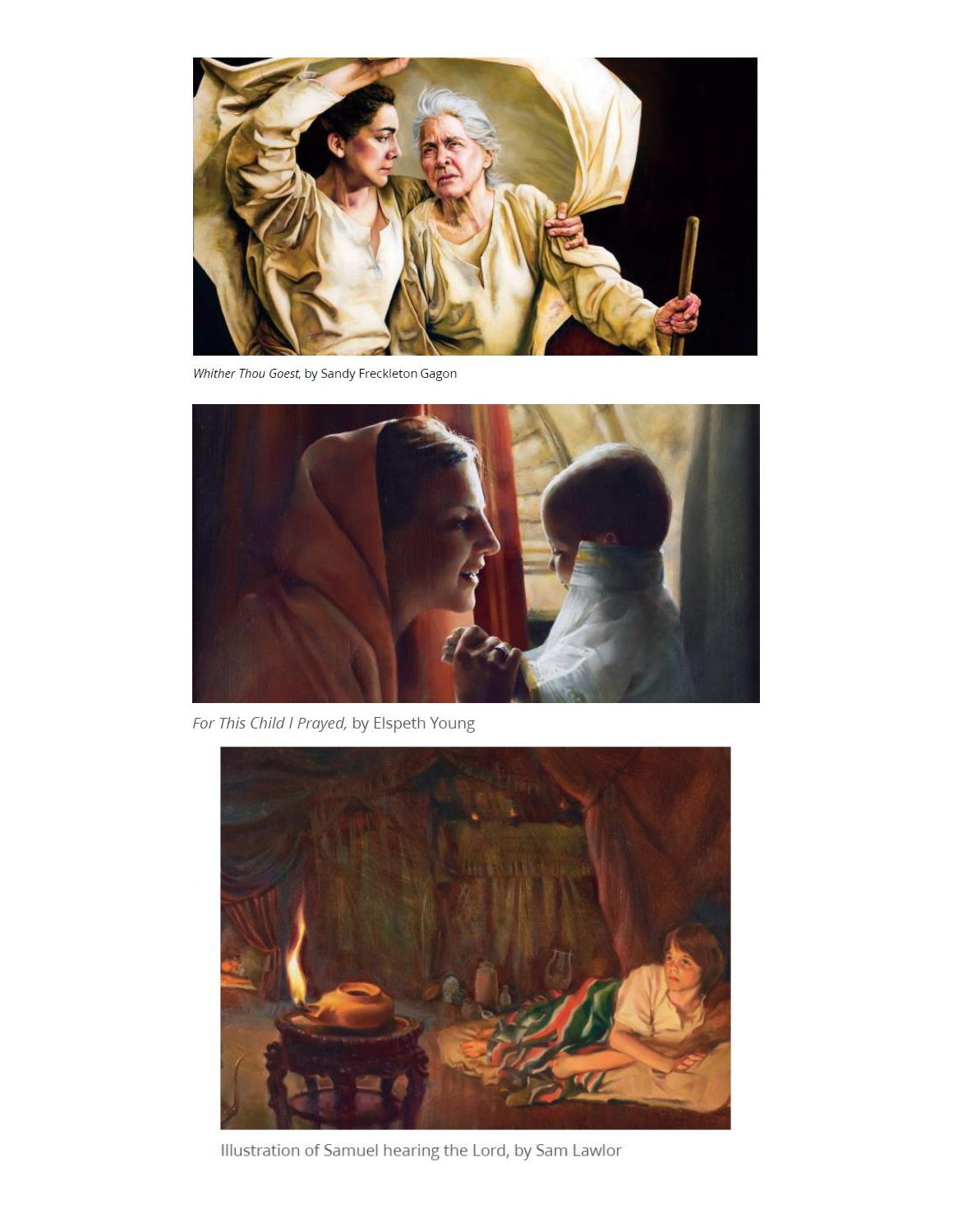*Whither Thou Goest,* by Sandy Freckleton Gagon

*For This Child I Prayed,* by Elspeth Young

Illustration of Samuel hearing the Lord, by Sam Lawlor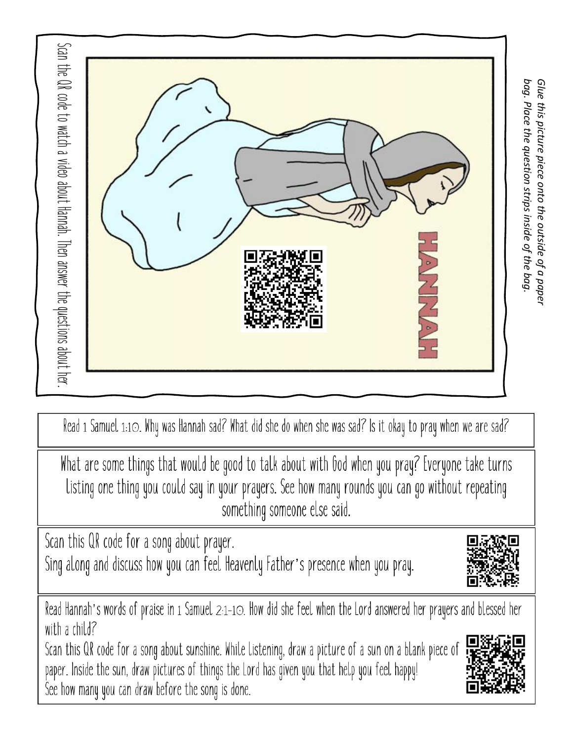*Glue this picture piece onto the outside of a paper bag. Place the question strips inside of the bag.*

HANNAH

Scan the QR code to watch a video about Hannah. Then answer the questions about her.

Read 1 Samuel 1:10. Why was Hannah sad? What did she do when she was sad? Is it okay to pray when we are sad?

What are some things that would be good to talk about with God when you pray? Everyone take turns listing one thing you could say in your prayers. See how many rounds you can go without repeating something someone else said.

Scan this QR code for a song about prayer.
Sing along and discuss how you can feel Heavenly Father's presence when you pray.

Read Hannah's words of praise in 1 Samuel 2:1-10. How did she feel when the Lord answered her prayers and blessed her with a child?
Scan this QR code for a song about sunshine. While listening, draw a picture of a sun on a blank piece of paper. Inside the sun, draw pictures of things the Lord has given you that help you feel happy!
See how many you can draw before the song is done.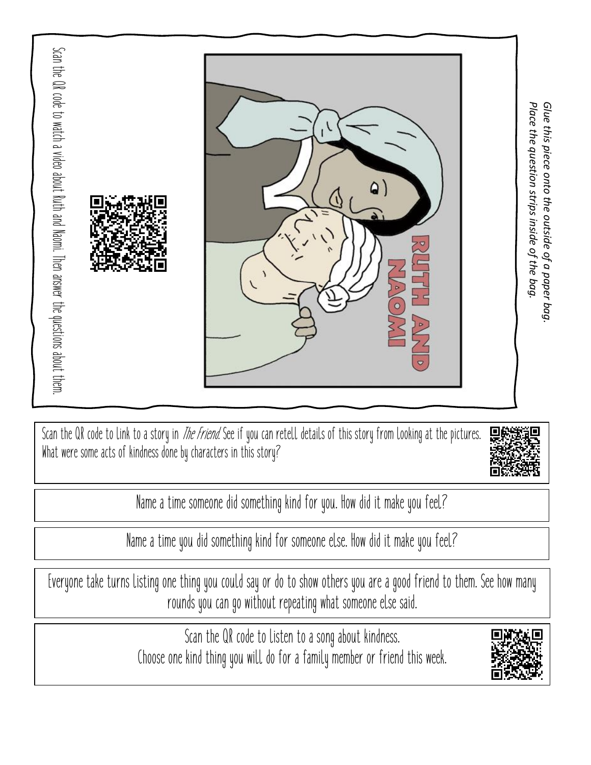*Glue this piece onto the outside of a paper bag.*
*Place the question strips inside of the bag.*

RUTH AND NAOMI

Scan the QR code to watch a video about Ruth and Naomi. Then answer the questions about them.

---

Scan the QR code to link to a story in *The Friend*. See if you can retell details of this story from looking at the pictures. What were some acts of kindness done by characters in this story?

---

Name a time someone did something kind for you. How did it make you feel?

---

Name a time you did something kind for someone else. How did it make you feel?

---

Everyone take turns listing one thing you could say or do to show others you are a good friend to them. See how many rounds you can go without repeating what someone else said.

---

Scan the QR code to listen to a song about kindness.
Choose one kind thing you will do for a family member or friend this week.